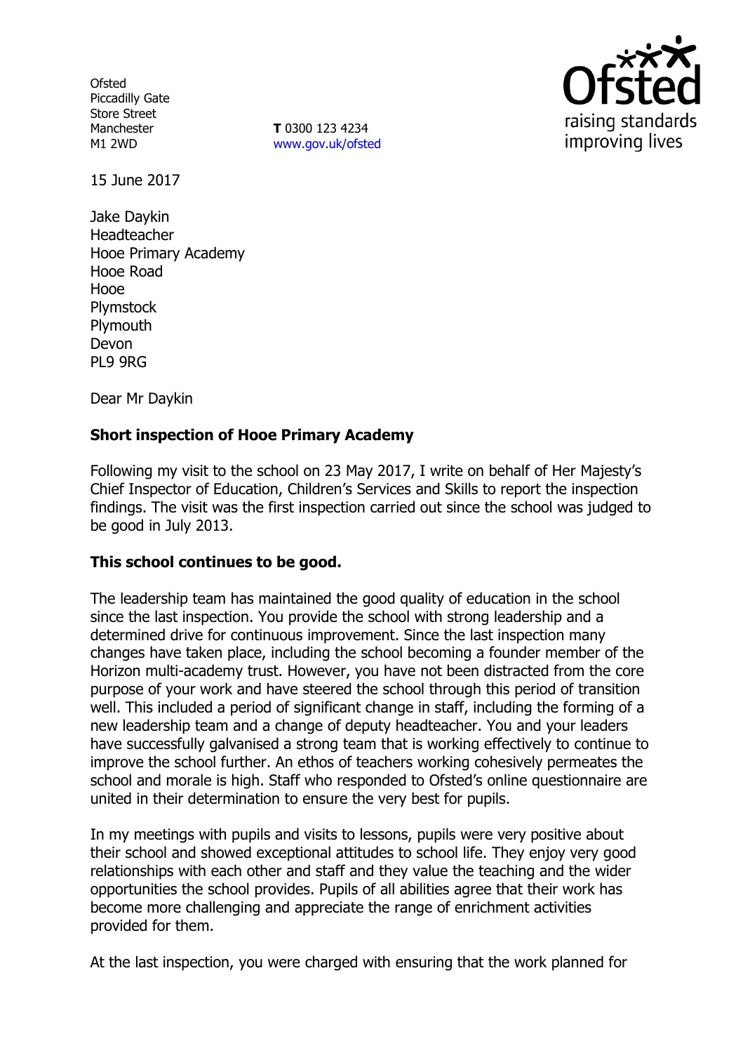Ofsted
Piccadilly Gate
Store Street
Manchester
M1 2WD

**T** 0300 123 4234
www.gov.uk/ofsted

15 June 2017

Jake Daykin
Headteacher
Hooe Primary Academy
Hooe Road
Hooe
Plymstock
Plymouth
Devon
PL9 9RG

Dear Mr Daykin

**Short inspection of Hooe Primary Academy**

Following my visit to the school on 23 May 2017, I write on behalf of Her Majesty's Chief Inspector of Education, Children's Services and Skills to report the inspection findings. The visit was the first inspection carried out since the school was judged to be good in July 2013.

**This school continues to be good.**

The leadership team has maintained the good quality of education in the school since the last inspection. You provide the school with strong leadership and a determined drive for continuous improvement. Since the last inspection many changes have taken place, including the school becoming a founder member of the Horizon multi-academy trust. However, you have not been distracted from the core purpose of your work and have steered the school through this period of transition well. This included a period of significant change in staff, including the forming of a new leadership team and a change of deputy headteacher. You and your leaders have successfully galvanised a strong team that is working effectively to continue to improve the school further. An ethos of teachers working cohesively permeates the school and morale is high. Staff who responded to Ofsted's online questionnaire are united in their determination to ensure the very best for pupils.

In my meetings with pupils and visits to lessons, pupils were very positive about their school and showed exceptional attitudes to school life. They enjoy very good relationships with each other and staff and they value the teaching and the wider opportunities the school provides. Pupils of all abilities agree that their work has become more challenging and appreciate the range of enrichment activities provided for them.

At the last inspection, you were charged with ensuring that the work planned for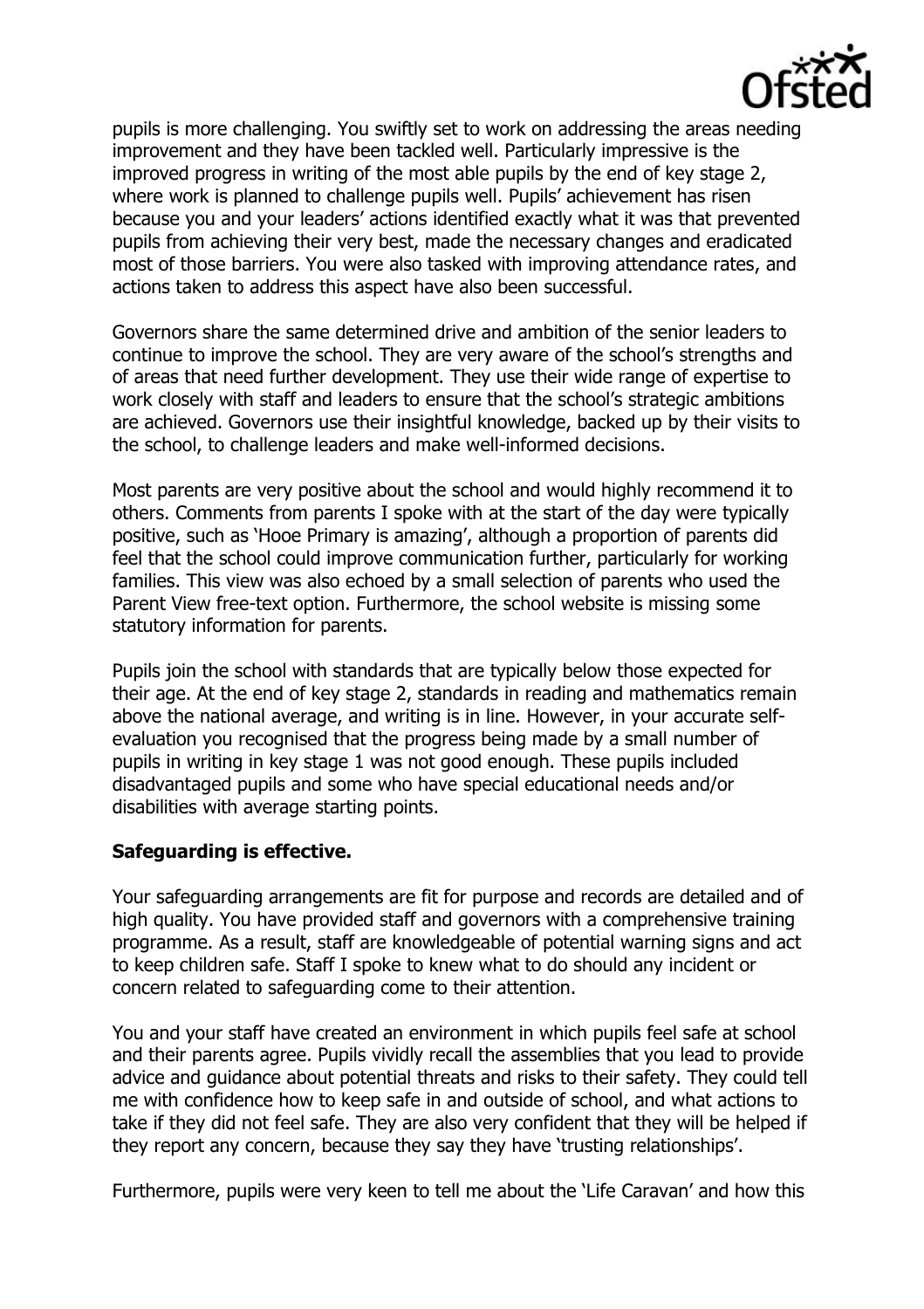pupils is more challenging. You swiftly set to work on addressing the areas needing improvement and they have been tackled well. Particularly impressive is the improved progress in writing of the most able pupils by the end of key stage 2, where work is planned to challenge pupils well. Pupils' achievement has risen because you and your leaders' actions identified exactly what it was that prevented pupils from achieving their very best, made the necessary changes and eradicated most of those barriers. You were also tasked with improving attendance rates, and actions taken to address this aspect have also been successful.

Governors share the same determined drive and ambition of the senior leaders to continue to improve the school. They are very aware of the school's strengths and of areas that need further development. They use their wide range of expertise to work closely with staff and leaders to ensure that the school's strategic ambitions are achieved. Governors use their insightful knowledge, backed up by their visits to the school, to challenge leaders and make well-informed decisions.

Most parents are very positive about the school and would highly recommend it to others. Comments from parents I spoke with at the start of the day were typically positive, such as 'Hooe Primary is amazing', although a proportion of parents did feel that the school could improve communication further, particularly for working families. This view was also echoed by a small selection of parents who used the Parent View free-text option. Furthermore, the school website is missing some statutory information for parents.

Pupils join the school with standards that are typically below those expected for their age. At the end of key stage 2, standards in reading and mathematics remain above the national average, and writing is in line. However, in your accurate self-evaluation you recognised that the progress being made by a small number of pupils in writing in key stage 1 was not good enough. These pupils included disadvantaged pupils and some who have special educational needs and/or disabilities with average starting points.

**Safeguarding is effective.**

Your safeguarding arrangements are fit for purpose and records are detailed and of high quality. You have provided staff and governors with a comprehensive training programme. As a result, staff are knowledgeable of potential warning signs and act to keep children safe. Staff I spoke to knew what to do should any incident or concern related to safeguarding come to their attention.

You and your staff have created an environment in which pupils feel safe at school and their parents agree. Pupils vividly recall the assemblies that you lead to provide advice and guidance about potential threats and risks to their safety. They could tell me with confidence how to keep safe in and outside of school, and what actions to take if they did not feel safe. They are also very confident that they will be helped if they report any concern, because they say they have 'trusting relationships'.

Furthermore, pupils were very keen to tell me about the 'Life Caravan' and how this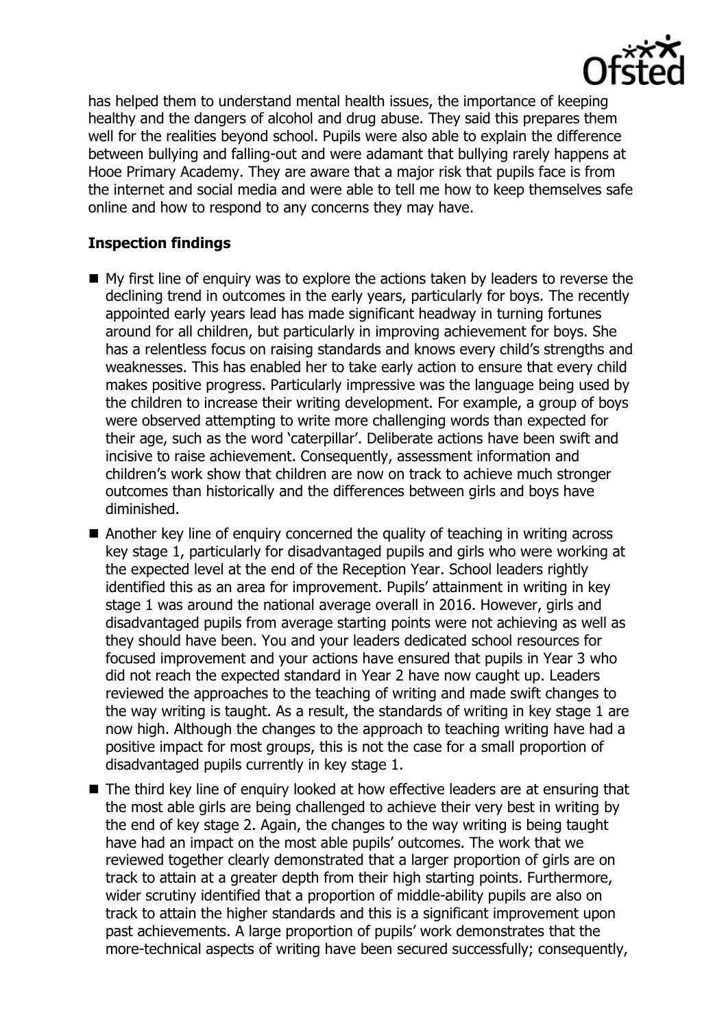has helped them to understand mental health issues, the importance of keeping healthy and the dangers of alcohol and drug abuse. They said this prepares them well for the realities beyond school. Pupils were also able to explain the difference between bullying and falling-out and were adamant that bullying rarely happens at Hooe Primary Academy. They are aware that a major risk that pupils face is from the internet and social media and were able to tell me how to keep themselves safe online and how to respond to any concerns they may have.

## Inspection findings

- My first line of enquiry was to explore the actions taken by leaders to reverse the declining trend in outcomes in the early years, particularly for boys. The recently appointed early years lead has made significant headway in turning fortunes around for all children, but particularly in improving achievement for boys. She has a relentless focus on raising standards and knows every child's strengths and weaknesses. This has enabled her to take early action to ensure that every child makes positive progress. Particularly impressive was the language being used by the children to increase their writing development. For example, a group of boys were observed attempting to write more challenging words than expected for their age, such as the word 'caterpillar'. Deliberate actions have been swift and incisive to raise achievement. Consequently, assessment information and children's work show that children are now on track to achieve much stronger outcomes than historically and the differences between girls and boys have diminished.
- Another key line of enquiry concerned the quality of teaching in writing across key stage 1, particularly for disadvantaged pupils and girls who were working at the expected level at the end of the Reception Year. School leaders rightly identified this as an area for improvement. Pupils' attainment in writing in key stage 1 was around the national average overall in 2016. However, girls and disadvantaged pupils from average starting points were not achieving as well as they should have been. You and your leaders dedicated school resources for focused improvement and your actions have ensured that pupils in Year 3 who did not reach the expected standard in Year 2 have now caught up. Leaders reviewed the approaches to the teaching of writing and made swift changes to the way writing is taught. As a result, the standards of writing in key stage 1 are now high. Although the changes to the approach to teaching writing have had a positive impact for most groups, this is not the case for a small proportion of disadvantaged pupils currently in key stage 1.
- The third key line of enquiry looked at how effective leaders are at ensuring that the most able girls are being challenged to achieve their very best in writing by the end of key stage 2. Again, the changes to the way writing is being taught have had an impact on the most able pupils' outcomes. The work that we reviewed together clearly demonstrated that a larger proportion of girls are on track to attain at a greater depth from their high starting points. Furthermore, wider scrutiny identified that a proportion of middle-ability pupils are also on track to attain the higher standards and this is a significant improvement upon past achievements. A large proportion of pupils' work demonstrates that the more-technical aspects of writing have been secured successfully; consequently,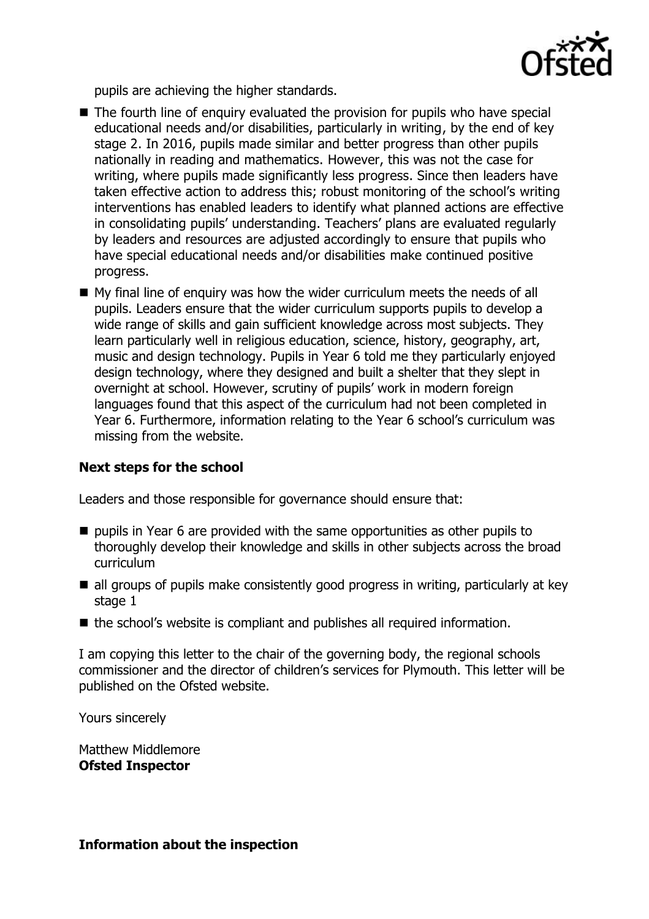pupils are achieving the higher standards.

- The fourth line of enquiry evaluated the provision for pupils who have special educational needs and/or disabilities, particularly in writing, by the end of key stage 2. In 2016, pupils made similar and better progress than other pupils nationally in reading and mathematics. However, this was not the case for writing, where pupils made significantly less progress. Since then leaders have taken effective action to address this; robust monitoring of the school's writing interventions has enabled leaders to identify what planned actions are effective in consolidating pupils' understanding. Teachers' plans are evaluated regularly by leaders and resources are adjusted accordingly to ensure that pupils who have special educational needs and/or disabilities make continued positive progress.
- My final line of enquiry was how the wider curriculum meets the needs of all pupils. Leaders ensure that the wider curriculum supports pupils to develop a wide range of skills and gain sufficient knowledge across most subjects. They learn particularly well in religious education, science, history, geography, art, music and design technology. Pupils in Year 6 told me they particularly enjoyed design technology, where they designed and built a shelter that they slept in overnight at school. However, scrutiny of pupils' work in modern foreign languages found that this aspect of the curriculum had not been completed in Year 6. Furthermore, information relating to the Year 6 school's curriculum was missing from the website.

### Next steps for the school

Leaders and those responsible for governance should ensure that:

- pupils in Year 6 are provided with the same opportunities as other pupils to thoroughly develop their knowledge and skills in other subjects across the broad curriculum
- all groups of pupils make consistently good progress in writing, particularly at key stage 1
- the school's website is compliant and publishes all required information.

I am copying this letter to the chair of the governing body, the regional schools commissioner and the director of children's services for Plymouth. This letter will be published on the Ofsted website.

Yours sincerely

Matthew Middlemore
**Ofsted Inspector**

### Information about the inspection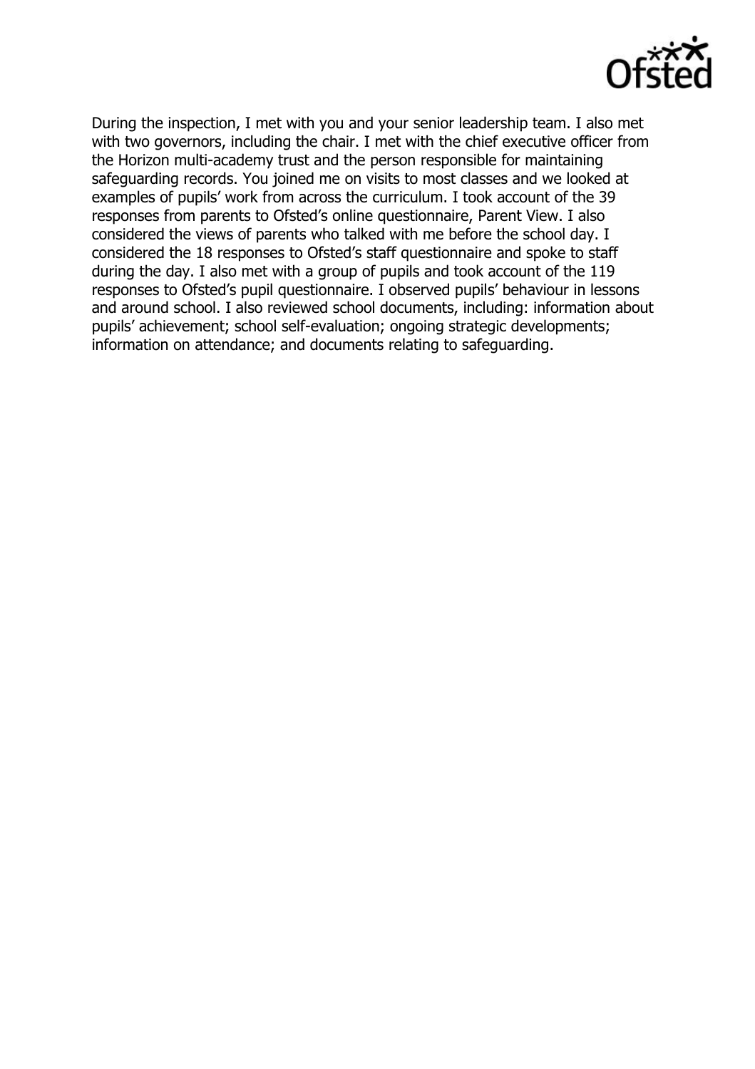During the inspection, I met with you and your senior leadership team. I also met with two governors, including the chair. I met with the chief executive officer from the Horizon multi-academy trust and the person responsible for maintaining safeguarding records. You joined me on visits to most classes and we looked at examples of pupils' work from across the curriculum. I took account of the 39 responses from parents to Ofsted's online questionnaire, Parent View. I also considered the views of parents who talked with me before the school day. I considered the 18 responses to Ofsted's staff questionnaire and spoke to staff during the day. I also met with a group of pupils and took account of the 119 responses to Ofsted's pupil questionnaire. I observed pupils' behaviour in lessons and around school. I also reviewed school documents, including: information about pupils' achievement; school self-evaluation; ongoing strategic developments; information on attendance; and documents relating to safeguarding.